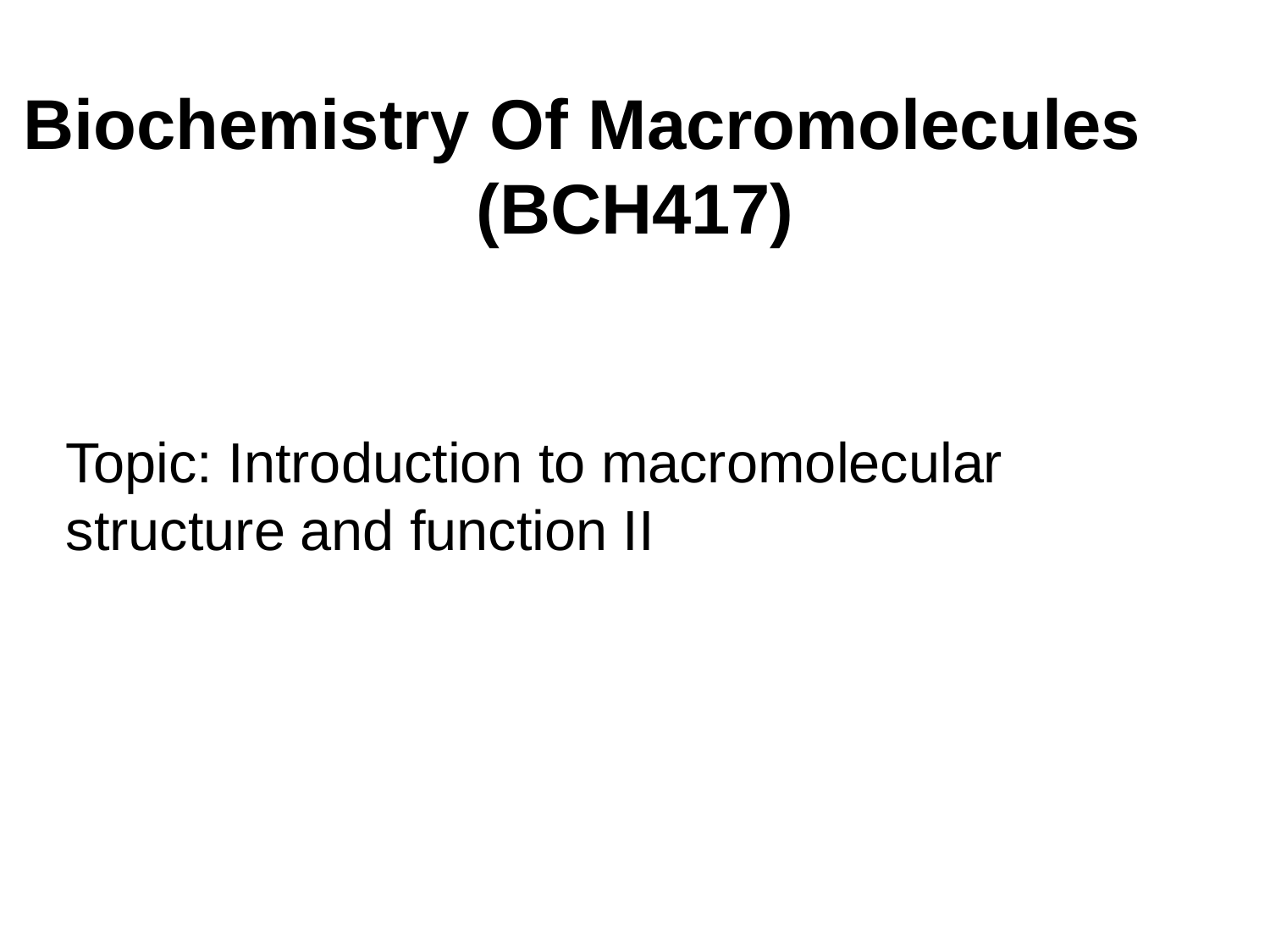# Biochemistry Of Macromolecules (BCH417)

Topic: Introduction to macromolecular structure and function II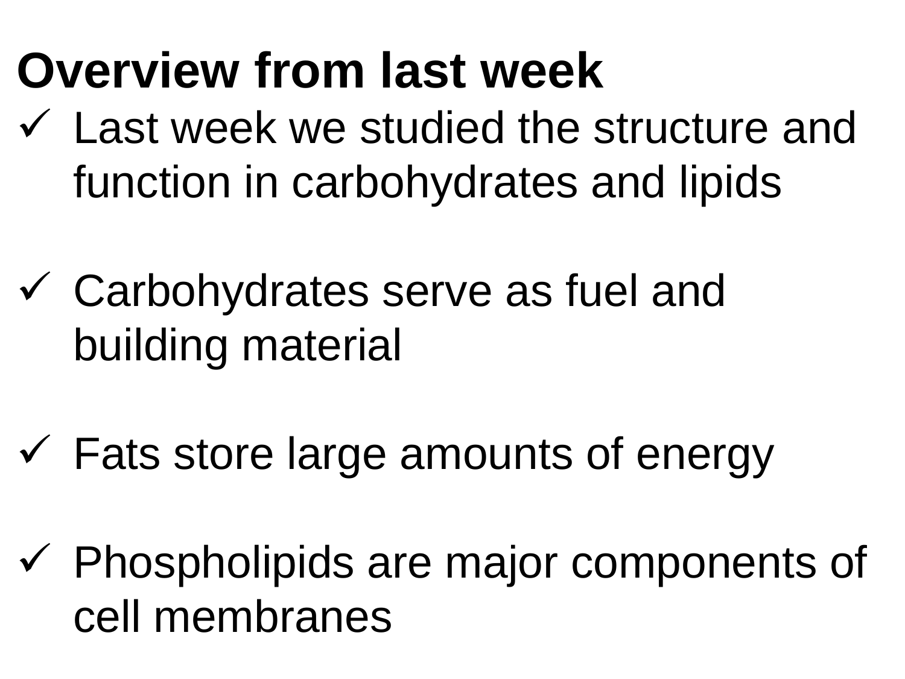## Overview from last week

- ✓ Last week we studied the structure and function in carbohydrates and lipids
- ✓ Carbohydrates serve as fuel and building material
- ✓ Fats store large amounts of energy
- ✓ Phospholipids are major components of cell membranes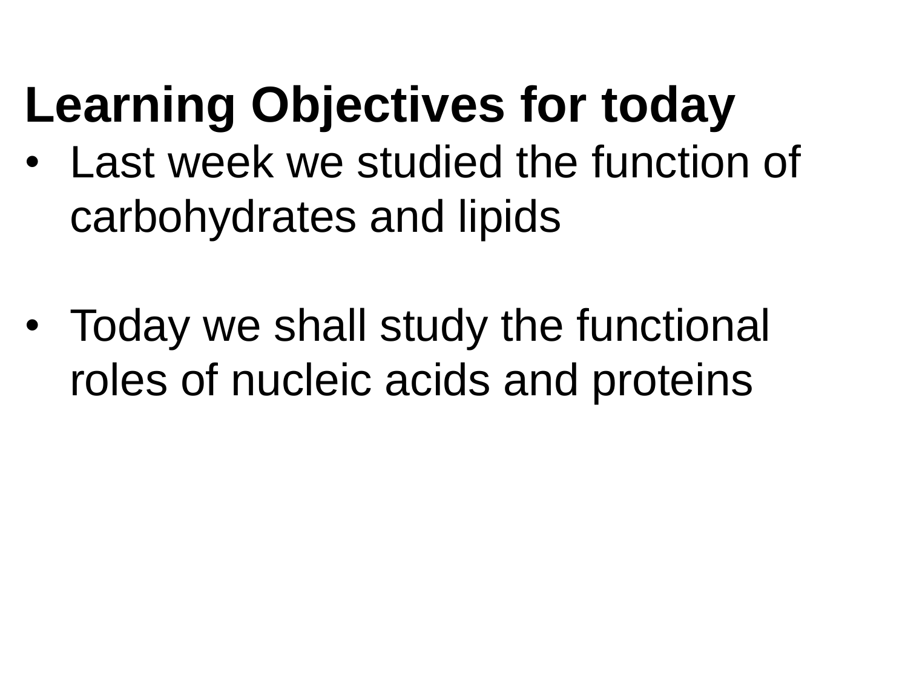## Learning Objectives for today

- Last week we studied the function of carbohydrates and lipids

- Today we shall study the functional roles of nucleic acids and proteins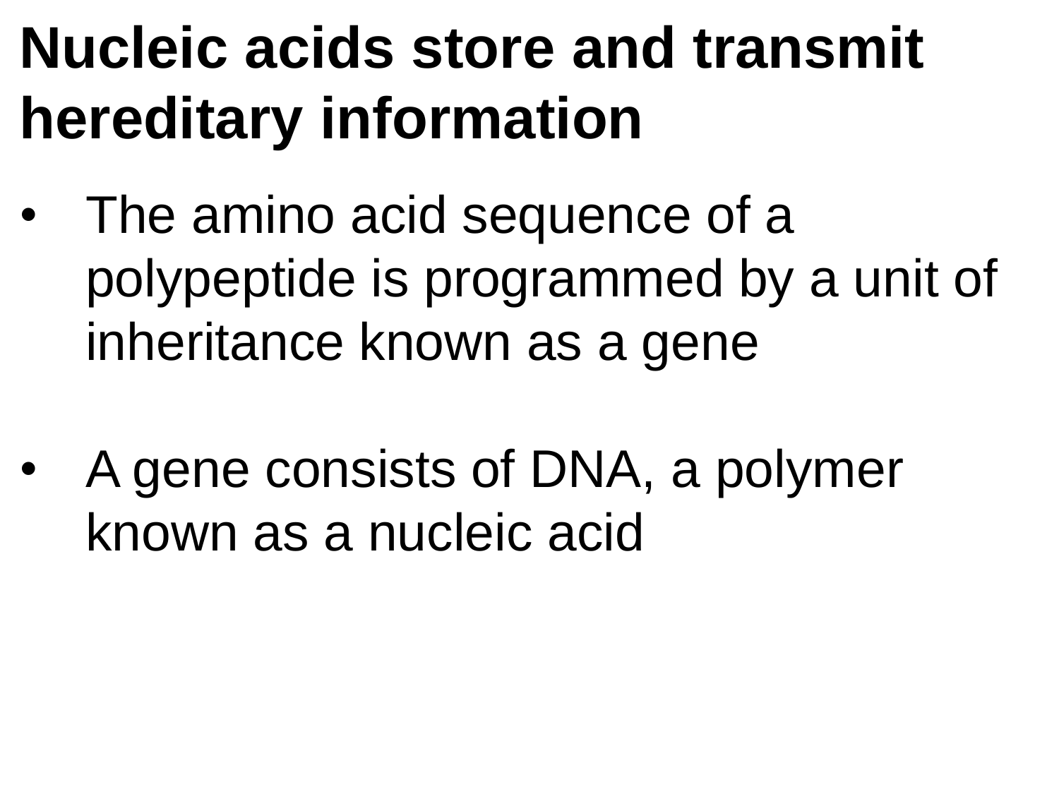# Nucleic acids store and transmit hereditary information

- The amino acid sequence of a polypeptide is programmed by a unit of inheritance known as a gene
- A gene consists of DNA, a polymer known as a nucleic acid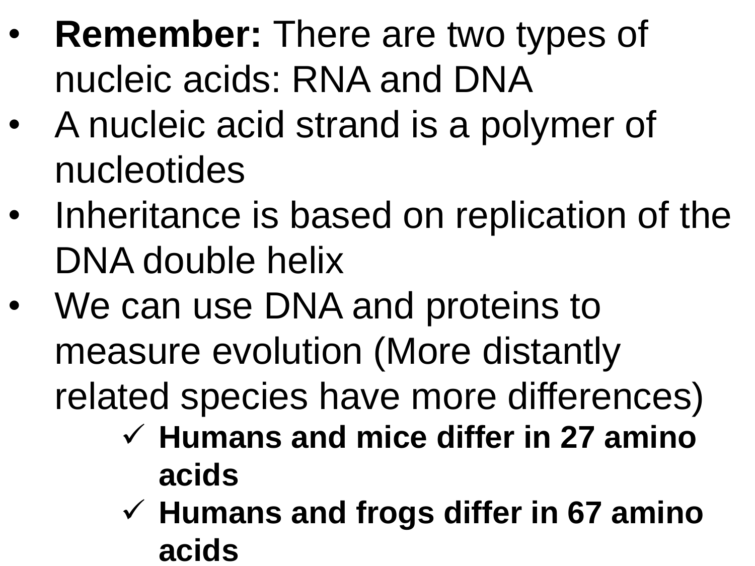- **Remember:** There are two types of nucleic acids: RNA and DNA
- A nucleic acid strand is a polymer of nucleotides
- Inheritance is based on replication of the DNA double helix
- We can use DNA and proteins to measure evolution (More distantly related species have more differences)
    - ✓ **Humans and mice differ in 27 amino acids**
    - ✓ **Humans and frogs differ in 67 amino acids**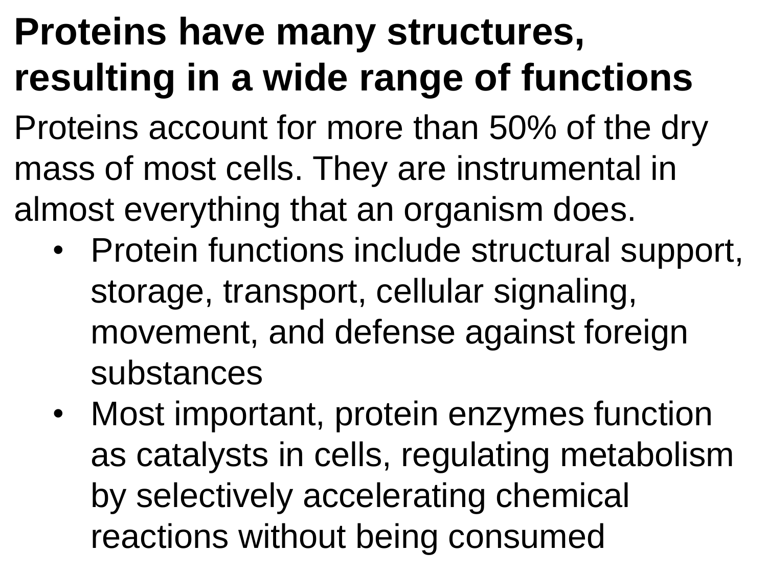# Proteins have many structures, resulting in a wide range of functions

Proteins account for more than 50% of the dry mass of most cells. They are instrumental in almost everything that an organism does.

- Protein functions include structural support, storage, transport, cellular signaling, movement, and defense against foreign substances
- Most important, protein enzymes function as catalysts in cells, regulating metabolism by selectively accelerating chemical reactions without being consumed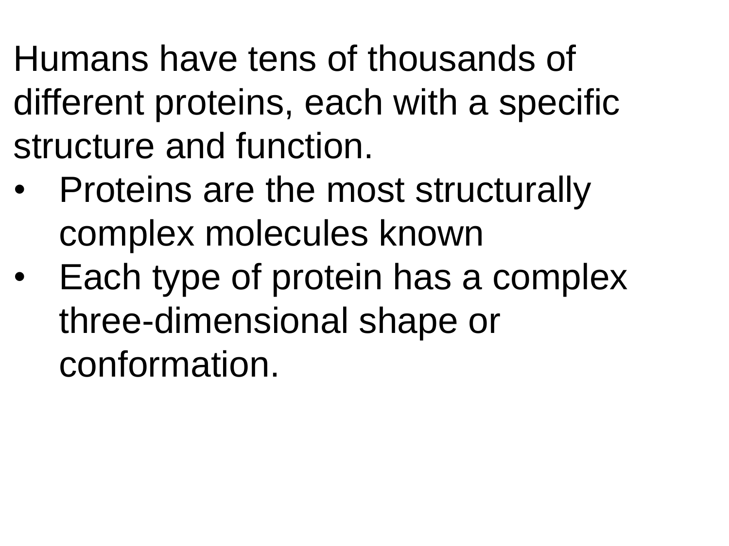Humans have tens of thousands of different proteins, each with a specific structure and function.

- Proteins are the most structurally complex molecules known
- Each type of protein has a complex three-dimensional shape or conformation.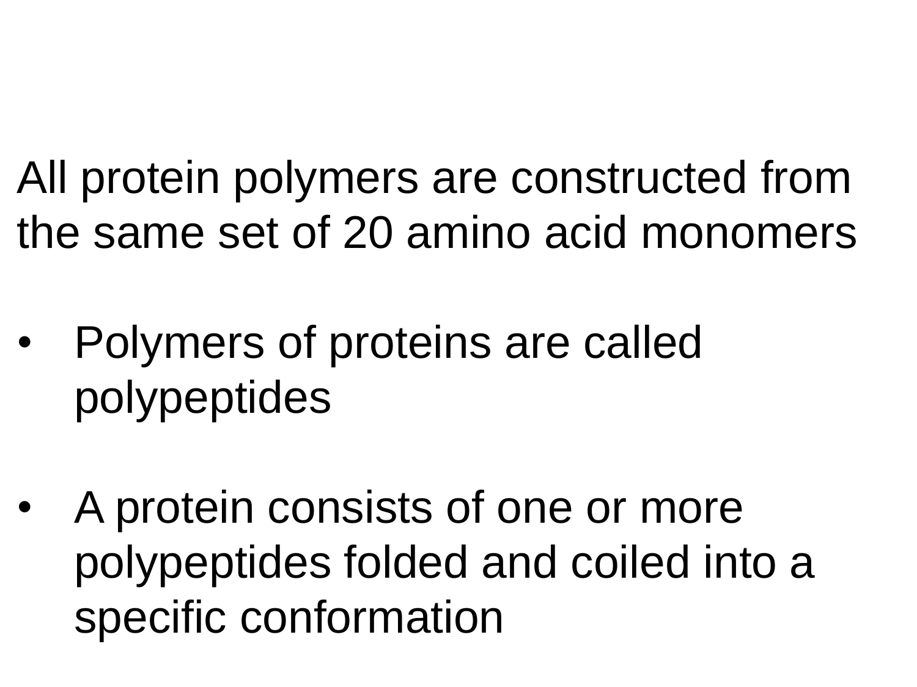All protein polymers are constructed from the same set of 20 amino acid monomers

- Polymers of proteins are called polypeptides

- A protein consists of one or more polypeptides folded and coiled into a specific conformation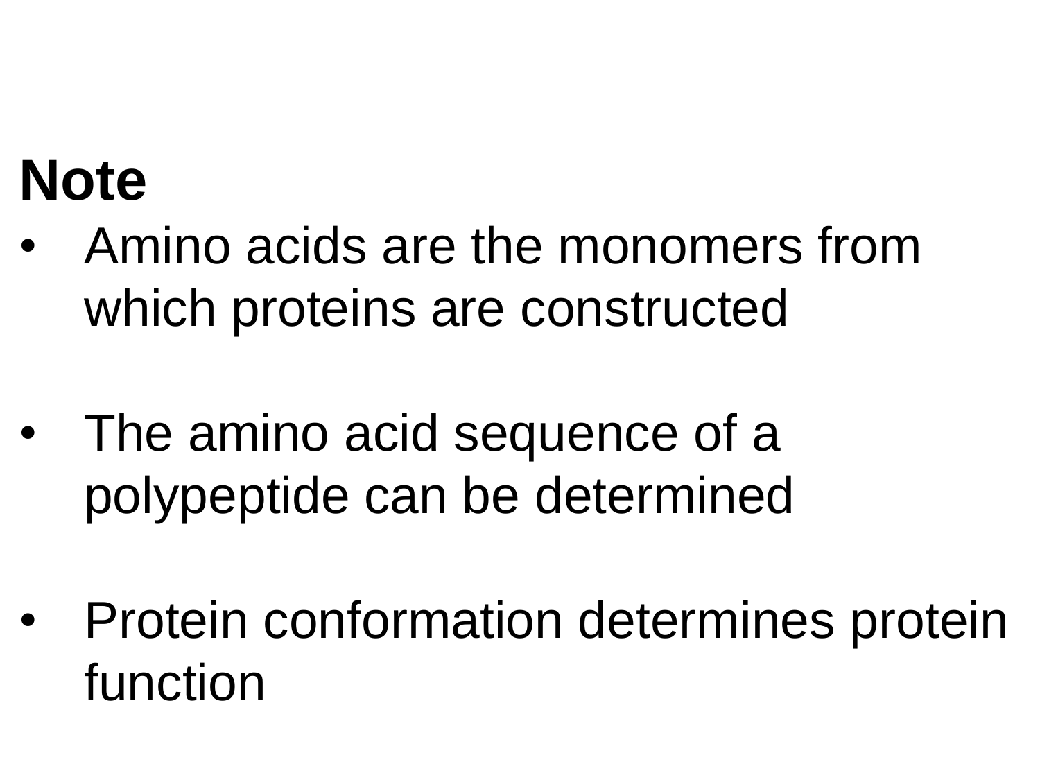**Note**

- Amino acids are the monomers from which proteins are constructed

- The amino acid sequence of a polypeptide can be determined

- Protein conformation determines protein function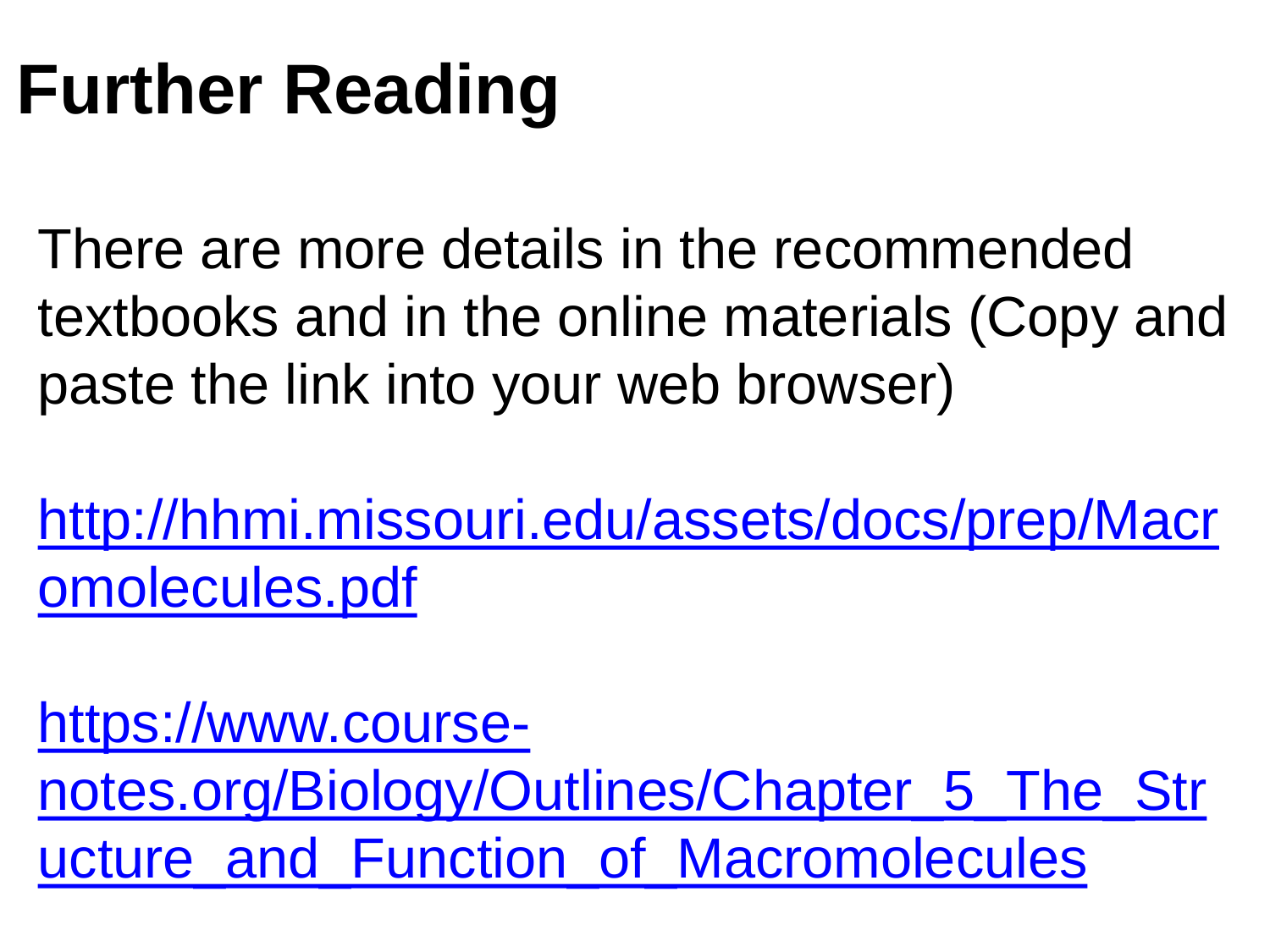# Further Reading

There are more details in the recommended textbooks and in the online materials (Copy and paste the link into your web browser)

http://hhmi.missouri.edu/assets/docs/prep/Macromolecules.pdf

https://www.course-notes.org/Biology/Outlines/Chapter_5_The_Structure_and_Function_of_Macromolecules